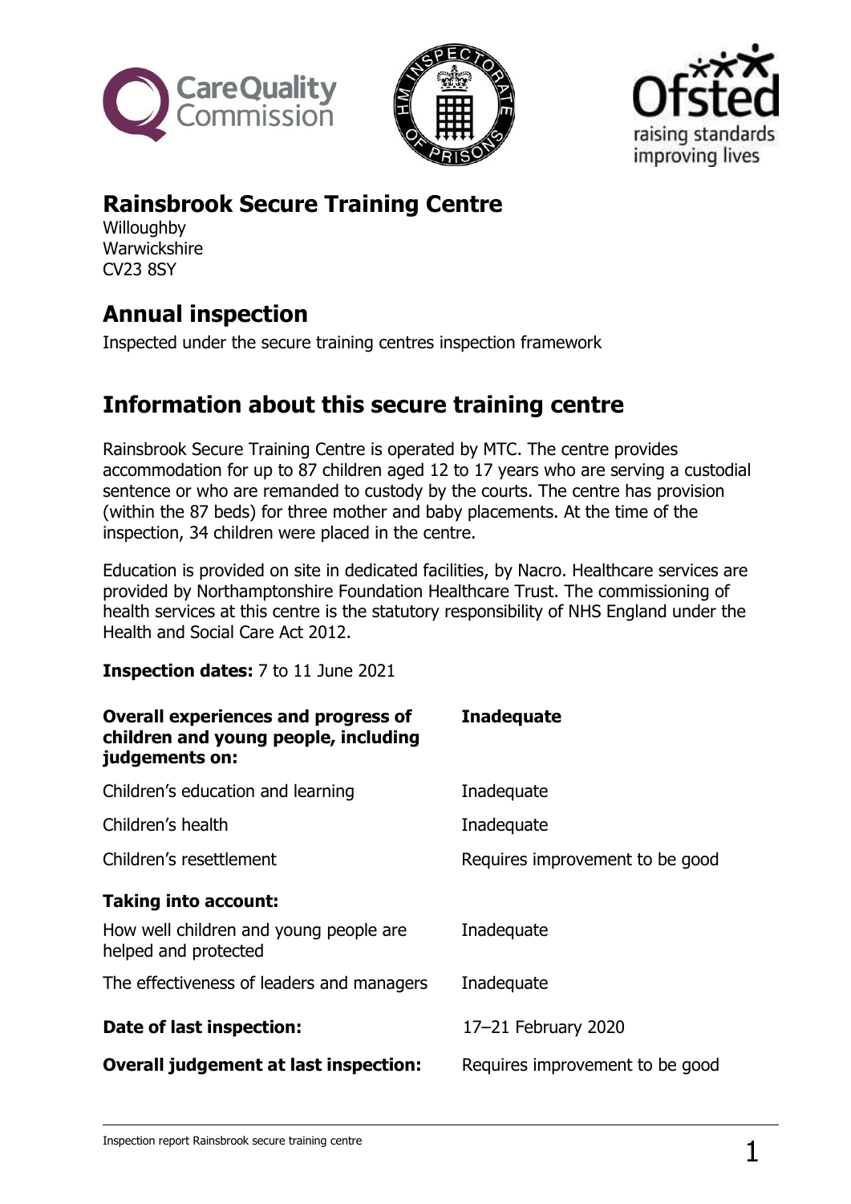# Rainsbrook Secure Training Centre

Willoughby
Warwickshire
CV23 8SY

## Annual inspection

Inspected under the secure training centres inspection framework

## Information about this secure training centre

Rainsbrook Secure Training Centre is operated by MTC. The centre provides accommodation for up to 87 children aged 12 to 17 years who are serving a custodial sentence or who are remanded to custody by the courts. The centre has provision (within the 87 beds) for three mother and baby placements. At the time of the inspection, 34 children were placed in the centre.

Education is provided on site in dedicated facilities, by Nacro. Healthcare services are provided by Northamptonshire Foundation Healthcare Trust. The commissioning of health services at this centre is the statutory responsibility of NHS England under the Health and Social Care Act 2012.

**Inspection dates:** 7 to 11 June 2021

| | |
|---|---|
| **Overall experiences and progress of children and young people, including judgements on:** | **Inadequate** |
| Children's education and learning | Inadequate |
| Children's health | Inadequate |
| Children's resettlement | Requires improvement to be good |
| **Taking into account:** | |
| How well children and young people are helped and protected | Inadequate |
| The effectiveness of leaders and managers | Inadequate |
| **Date of last inspection:** | 17–21 February 2020 |
| **Overall judgement at last inspection:** | Requires improvement to be good |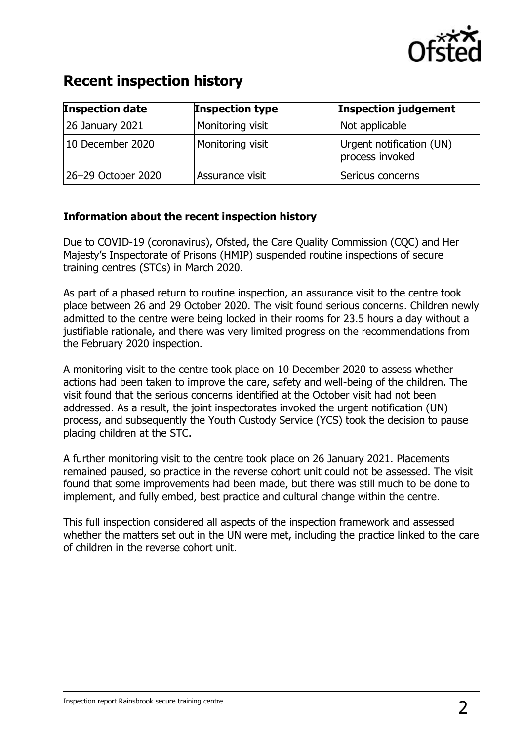## Recent inspection history

| Inspection date | Inspection type | Inspection judgement |
|---|---|---|
| 26 January 2021 | Monitoring visit | Not applicable |
| 10 December 2020 | Monitoring visit | Urgent notification (UN) process invoked |
| 26–29 October 2020 | Assurance visit | Serious concerns |

### Information about the recent inspection history

Due to COVID-19 (coronavirus), Ofsted, the Care Quality Commission (CQC) and Her Majesty's Inspectorate of Prisons (HMIP) suspended routine inspections of secure training centres (STCs) in March 2020.

As part of a phased return to routine inspection, an assurance visit to the centre took place between 26 and 29 October 2020. The visit found serious concerns. Children newly admitted to the centre were being locked in their rooms for 23.5 hours a day without a justifiable rationale, and there was very limited progress on the recommendations from the February 2020 inspection.

A monitoring visit to the centre took place on 10 December 2020 to assess whether actions had been taken to improve the care, safety and well-being of the children. The visit found that the serious concerns identified at the October visit had not been addressed. As a result, the joint inspectorates invoked the urgent notification (UN) process, and subsequently the Youth Custody Service (YCS) took the decision to pause placing children at the STC.

A further monitoring visit to the centre took place on 26 January 2021. Placements remained paused, so practice in the reverse cohort unit could not be assessed. The visit found that some improvements had been made, but there was still much to be done to implement, and fully embed, best practice and cultural change within the centre.

This full inspection considered all aspects of the inspection framework and assessed whether the matters set out in the UN were met, including the practice linked to the care of children in the reverse cohort unit.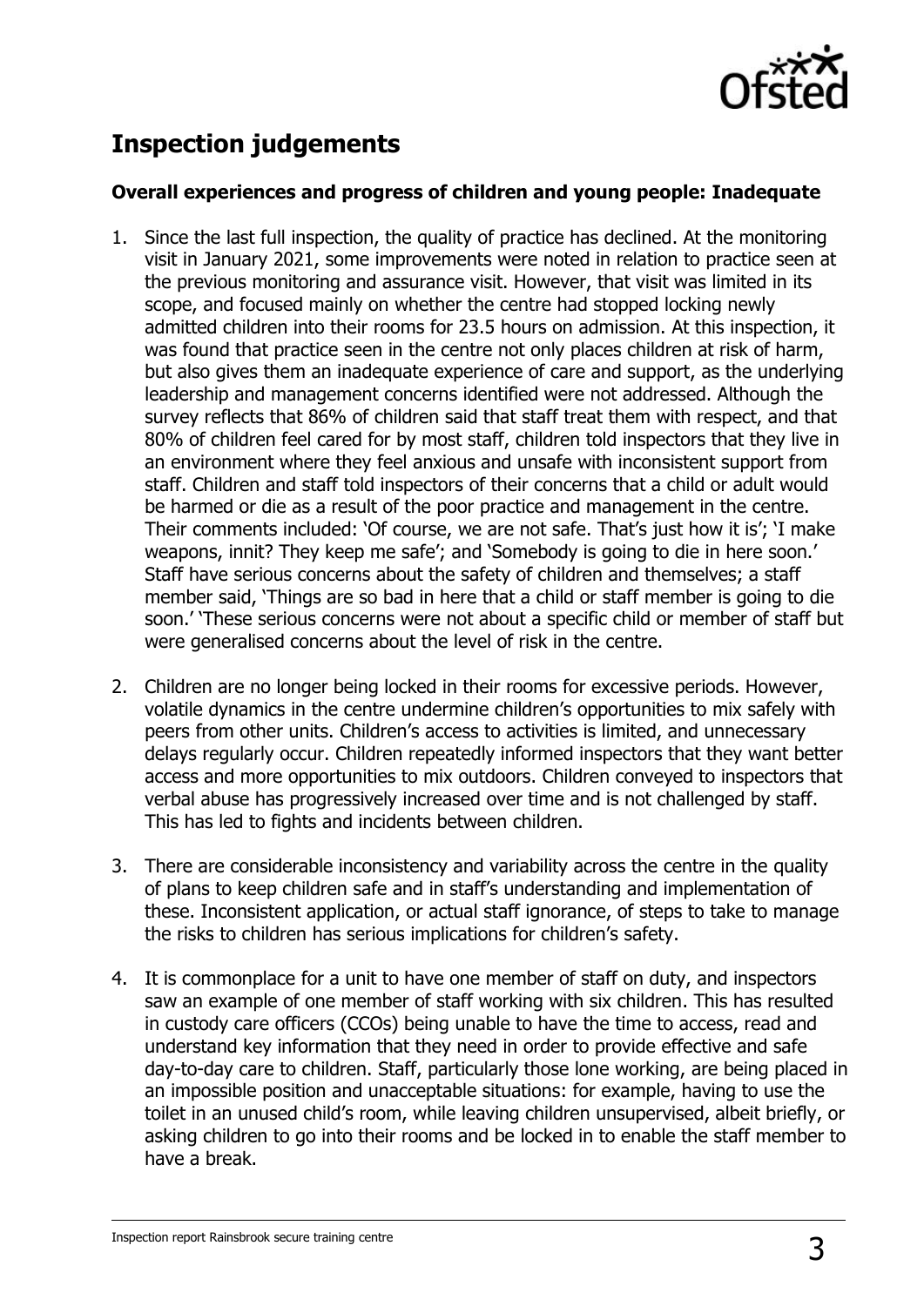## Inspection judgements

### Overall experiences and progress of children and young people: Inadequate

1. Since the last full inspection, the quality of practice has declined. At the monitoring visit in January 2021, some improvements were noted in relation to practice seen at the previous monitoring and assurance visit. However, that visit was limited in its scope, and focused mainly on whether the centre had stopped locking newly admitted children into their rooms for 23.5 hours on admission. At this inspection, it was found that practice seen in the centre not only places children at risk of harm, but also gives them an inadequate experience of care and support, as the underlying leadership and management concerns identified were not addressed. Although the survey reflects that 86% of children said that staff treat them with respect, and that 80% of children feel cared for by most staff, children told inspectors that they live in an environment where they feel anxious and unsafe with inconsistent support from staff. Children and staff told inspectors of their concerns that a child or adult would be harmed or die as a result of the poor practice and management in the centre. Their comments included: 'Of course, we are not safe. That's just how it is'; 'I make weapons, innit? They keep me safe'; and 'Somebody is going to die in here soon.' Staff have serious concerns about the safety of children and themselves; a staff member said, 'Things are so bad in here that a child or staff member is going to die soon.' 'These serious concerns were not about a specific child or member of staff but were generalised concerns about the level of risk in the centre.

2. Children are no longer being locked in their rooms for excessive periods. However, volatile dynamics in the centre undermine children's opportunities to mix safely with peers from other units. Children's access to activities is limited, and unnecessary delays regularly occur. Children repeatedly informed inspectors that they want better access and more opportunities to mix outdoors. Children conveyed to inspectors that verbal abuse has progressively increased over time and is not challenged by staff. This has led to fights and incidents between children.

3. There are considerable inconsistency and variability across the centre in the quality of plans to keep children safe and in staff's understanding and implementation of these. Inconsistent application, or actual staff ignorance, of steps to take to manage the risks to children has serious implications for children's safety.

4. It is commonplace for a unit to have one member of staff on duty, and inspectors saw an example of one member of staff working with six children. This has resulted in custody care officers (CCOs) being unable to have the time to access, read and understand key information that they need in order to provide effective and safe day-to-day care to children. Staff, particularly those lone working, are being placed in an impossible position and unacceptable situations: for example, having to use the toilet in an unused child's room, while leaving children unsupervised, albeit briefly, or asking children to go into their rooms and be locked in to enable the staff member to have a break.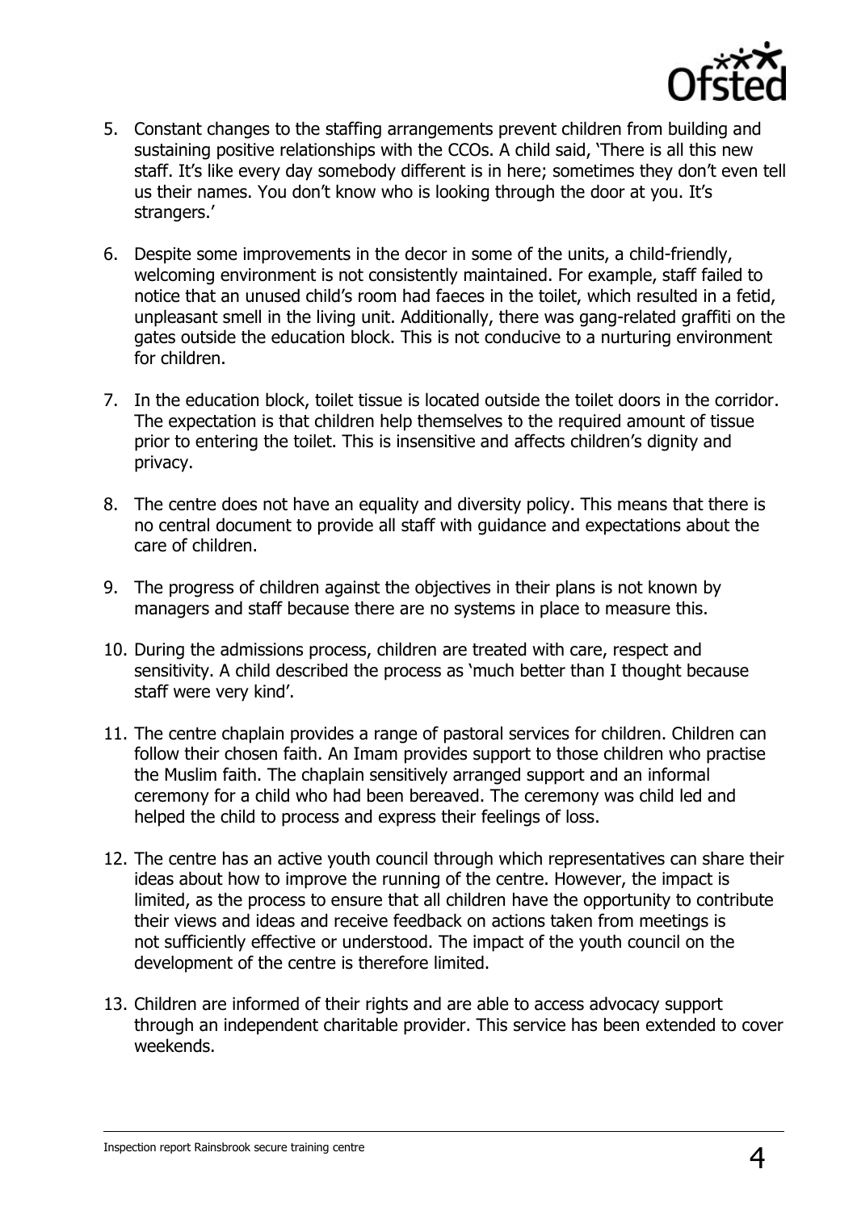5. Constant changes to the staffing arrangements prevent children from building and sustaining positive relationships with the CCOs. A child said, 'There is all this new staff. It's like every day somebody different is in here; sometimes they don't even tell us their names. You don't know who is looking through the door at you. It's strangers.'

6. Despite some improvements in the decor in some of the units, a child-friendly, welcoming environment is not consistently maintained. For example, staff failed to notice that an unused child's room had faeces in the toilet, which resulted in a fetid, unpleasant smell in the living unit. Additionally, there was gang-related graffiti on the gates outside the education block. This is not conducive to a nurturing environment for children.

7. In the education block, toilet tissue is located outside the toilet doors in the corridor. The expectation is that children help themselves to the required amount of tissue prior to entering the toilet. This is insensitive and affects children's dignity and privacy.

8. The centre does not have an equality and diversity policy. This means that there is no central document to provide all staff with guidance and expectations about the care of children.

9. The progress of children against the objectives in their plans is not known by managers and staff because there are no systems in place to measure this.

10. During the admissions process, children are treated with care, respect and sensitivity. A child described the process as 'much better than I thought because staff were very kind'.

11. The centre chaplain provides a range of pastoral services for children. Children can follow their chosen faith. An Imam provides support to those children who practise the Muslim faith. The chaplain sensitively arranged support and an informal ceremony for a child who had been bereaved. The ceremony was child led and helped the child to process and express their feelings of loss.

12. The centre has an active youth council through which representatives can share their ideas about how to improve the running of the centre. However, the impact is limited, as the process to ensure that all children have the opportunity to contribute their views and ideas and receive feedback on actions taken from meetings is not sufficiently effective or understood. The impact of the youth council on the development of the centre is therefore limited.

13. Children are informed of their rights and are able to access advocacy support through an independent charitable provider. This service has been extended to cover weekends.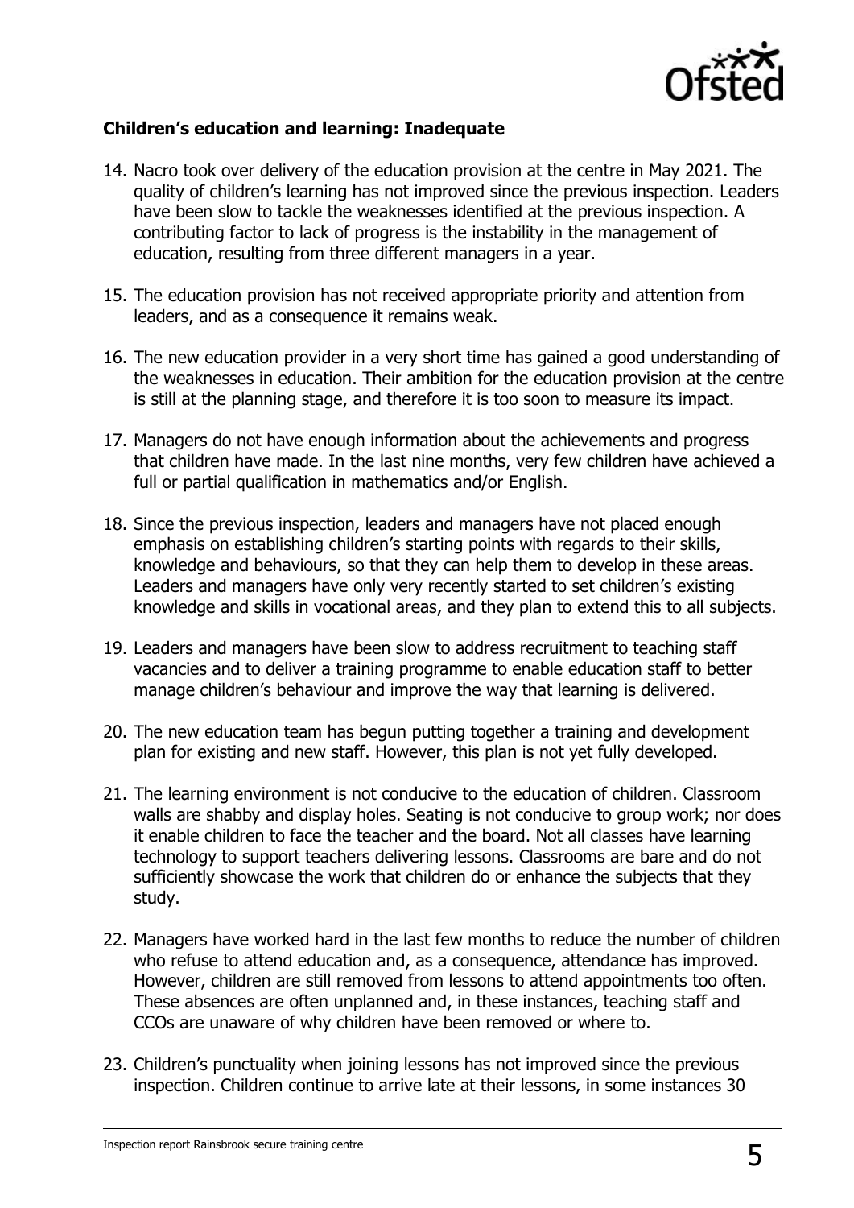**Children's education and learning: Inadequate**

14. Nacro took over delivery of the education provision at the centre in May 2021. The quality of children's learning has not improved since the previous inspection. Leaders have been slow to tackle the weaknesses identified at the previous inspection. A contributing factor to lack of progress is the instability in the management of education, resulting from three different managers in a year.

15. The education provision has not received appropriate priority and attention from leaders, and as a consequence it remains weak.

16. The new education provider in a very short time has gained a good understanding of the weaknesses in education. Their ambition for the education provision at the centre is still at the planning stage, and therefore it is too soon to measure its impact.

17. Managers do not have enough information about the achievements and progress that children have made. In the last nine months, very few children have achieved a full or partial qualification in mathematics and/or English.

18. Since the previous inspection, leaders and managers have not placed enough emphasis on establishing children's starting points with regards to their skills, knowledge and behaviours, so that they can help them to develop in these areas. Leaders and managers have only very recently started to set children's existing knowledge and skills in vocational areas, and they plan to extend this to all subjects.

19. Leaders and managers have been slow to address recruitment to teaching staff vacancies and to deliver a training programme to enable education staff to better manage children's behaviour and improve the way that learning is delivered.

20. The new education team has begun putting together a training and development plan for existing and new staff. However, this plan is not yet fully developed.

21. The learning environment is not conducive to the education of children. Classroom walls are shabby and display holes. Seating is not conducive to group work; nor does it enable children to face the teacher and the board. Not all classes have learning technology to support teachers delivering lessons. Classrooms are bare and do not sufficiently showcase the work that children do or enhance the subjects that they study.

22. Managers have worked hard in the last few months to reduce the number of children who refuse to attend education and, as a consequence, attendance has improved. However, children are still removed from lessons to attend appointments too often. These absences are often unplanned and, in these instances, teaching staff and CCOs are unaware of why children have been removed or where to.

23. Children's punctuality when joining lessons has not improved since the previous inspection. Children continue to arrive late at their lessons, in some instances 30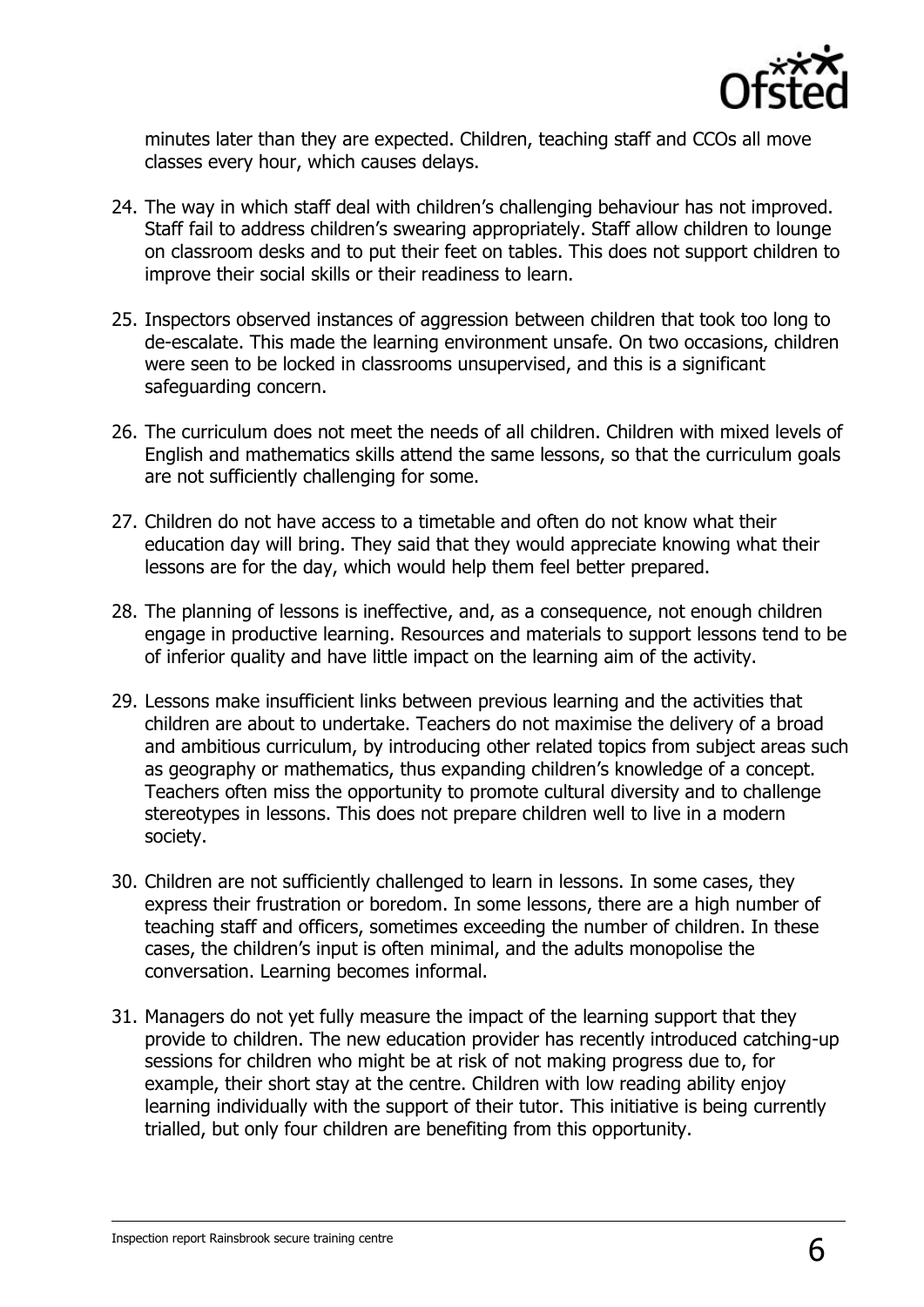minutes later than they are expected. Children, teaching staff and CCOs all move classes every hour, which causes delays.

24. The way in which staff deal with children's challenging behaviour has not improved. Staff fail to address children's swearing appropriately. Staff allow children to lounge on classroom desks and to put their feet on tables. This does not support children to improve their social skills or their readiness to learn.

25. Inspectors observed instances of aggression between children that took too long to de-escalate. This made the learning environment unsafe. On two occasions, children were seen to be locked in classrooms unsupervised, and this is a significant safeguarding concern.

26. The curriculum does not meet the needs of all children. Children with mixed levels of English and mathematics skills attend the same lessons, so that the curriculum goals are not sufficiently challenging for some.

27. Children do not have access to a timetable and often do not know what their education day will bring. They said that they would appreciate knowing what their lessons are for the day, which would help them feel better prepared.

28. The planning of lessons is ineffective, and, as a consequence, not enough children engage in productive learning. Resources and materials to support lessons tend to be of inferior quality and have little impact on the learning aim of the activity.

29. Lessons make insufficient links between previous learning and the activities that children are about to undertake. Teachers do not maximise the delivery of a broad and ambitious curriculum, by introducing other related topics from subject areas such as geography or mathematics, thus expanding children's knowledge of a concept. Teachers often miss the opportunity to promote cultural diversity and to challenge stereotypes in lessons. This does not prepare children well to live in a modern society.

30. Children are not sufficiently challenged to learn in lessons. In some cases, they express their frustration or boredom. In some lessons, there are a high number of teaching staff and officers, sometimes exceeding the number of children. In these cases, the children's input is often minimal, and the adults monopolise the conversation. Learning becomes informal.

31. Managers do not yet fully measure the impact of the learning support that they provide to children. The new education provider has recently introduced catching-up sessions for children who might be at risk of not making progress due to, for example, their short stay at the centre. Children with low reading ability enjoy learning individually with the support of their tutor. This initiative is being currently trialled, but only four children are benefiting from this opportunity.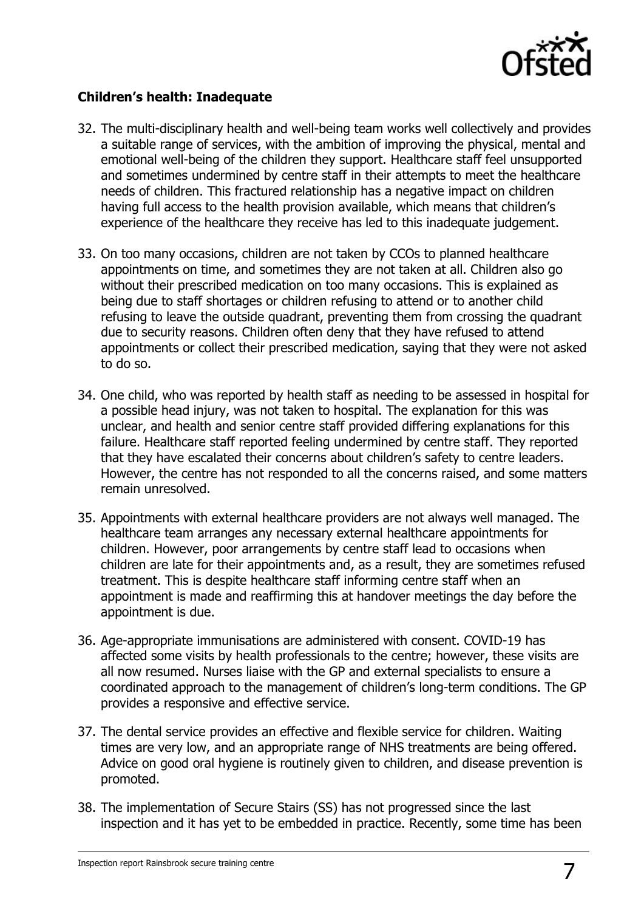**Children's health: Inadequate**

32. The multi-disciplinary health and well-being team works well collectively and provides a suitable range of services, with the ambition of improving the physical, mental and emotional well-being of the children they support. Healthcare staff feel unsupported and sometimes undermined by centre staff in their attempts to meet the healthcare needs of children. This fractured relationship has a negative impact on children having full access to the health provision available, which means that children's experience of the healthcare they receive has led to this inadequate judgement.

33. On too many occasions, children are not taken by CCOs to planned healthcare appointments on time, and sometimes they are not taken at all. Children also go without their prescribed medication on too many occasions. This is explained as being due to staff shortages or children refusing to attend or to another child refusing to leave the outside quadrant, preventing them from crossing the quadrant due to security reasons. Children often deny that they have refused to attend appointments or collect their prescribed medication, saying that they were not asked to do so.

34. One child, who was reported by health staff as needing to be assessed in hospital for a possible head injury, was not taken to hospital. The explanation for this was unclear, and health and senior centre staff provided differing explanations for this failure. Healthcare staff reported feeling undermined by centre staff. They reported that they have escalated their concerns about children's safety to centre leaders. However, the centre has not responded to all the concerns raised, and some matters remain unresolved.

35. Appointments with external healthcare providers are not always well managed. The healthcare team arranges any necessary external healthcare appointments for children. However, poor arrangements by centre staff lead to occasions when children are late for their appointments and, as a result, they are sometimes refused treatment. This is despite healthcare staff informing centre staff when an appointment is made and reaffirming this at handover meetings the day before the appointment is due.

36. Age-appropriate immunisations are administered with consent. COVID-19 has affected some visits by health professionals to the centre; however, these visits are all now resumed. Nurses liaise with the GP and external specialists to ensure a coordinated approach to the management of children's long-term conditions. The GP provides a responsive and effective service.

37. The dental service provides an effective and flexible service for children. Waiting times are very low, and an appropriate range of NHS treatments are being offered. Advice on good oral hygiene is routinely given to children, and disease prevention is promoted.

38. The implementation of Secure Stairs (SS) has not progressed since the last inspection and it has yet to be embedded in practice. Recently, some time has been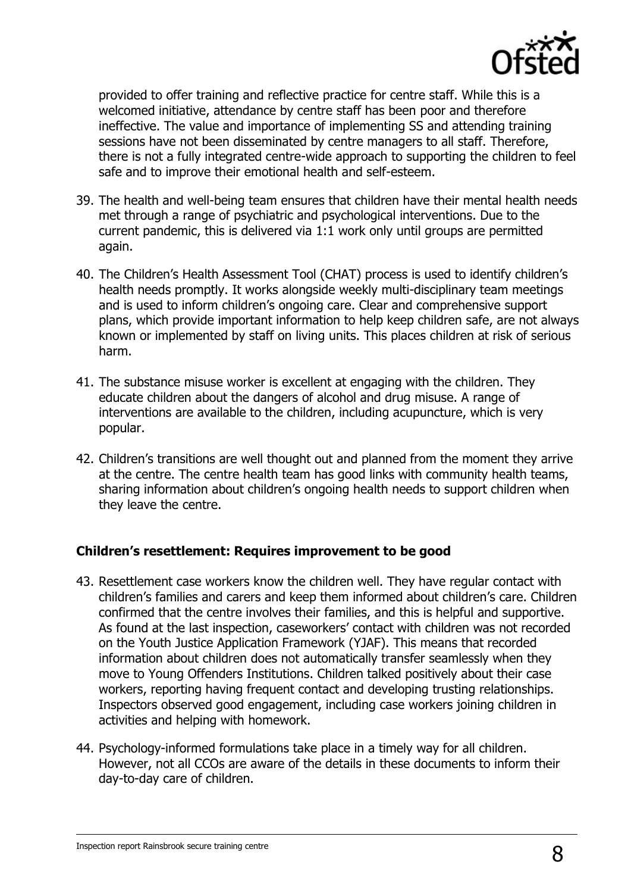provided to offer training and reflective practice for centre staff. While this is a welcomed initiative, attendance by centre staff has been poor and therefore ineffective. The value and importance of implementing SS and attending training sessions have not been disseminated by centre managers to all staff. Therefore, there is not a fully integrated centre-wide approach to supporting the children to feel safe and to improve their emotional health and self-esteem.

39. The health and well-being team ensures that children have their mental health needs met through a range of psychiatric and psychological interventions. Due to the current pandemic, this is delivered via 1:1 work only until groups are permitted again.

40. The Children's Health Assessment Tool (CHAT) process is used to identify children's health needs promptly. It works alongside weekly multi-disciplinary team meetings and is used to inform children's ongoing care. Clear and comprehensive support plans, which provide important information to help keep children safe, are not always known or implemented by staff on living units. This places children at risk of serious harm.

41. The substance misuse worker is excellent at engaging with the children. They educate children about the dangers of alcohol and drug misuse. A range of interventions are available to the children, including acupuncture, which is very popular.

42. Children's transitions are well thought out and planned from the moment they arrive at the centre. The centre health team has good links with community health teams, sharing information about children's ongoing health needs to support children when they leave the centre.

**Children's resettlement: Requires improvement to be good**

43. Resettlement case workers know the children well. They have regular contact with children's families and carers and keep them informed about children's care. Children confirmed that the centre involves their families, and this is helpful and supportive. As found at the last inspection, caseworkers' contact with children was not recorded on the Youth Justice Application Framework (YJAF). This means that recorded information about children does not automatically transfer seamlessly when they move to Young Offenders Institutions. Children talked positively about their case workers, reporting having frequent contact and developing trusting relationships. Inspectors observed good engagement, including case workers joining children in activities and helping with homework.

44. Psychology-informed formulations take place in a timely way for all children. However, not all CCOs are aware of the details in these documents to inform their day-to-day care of children.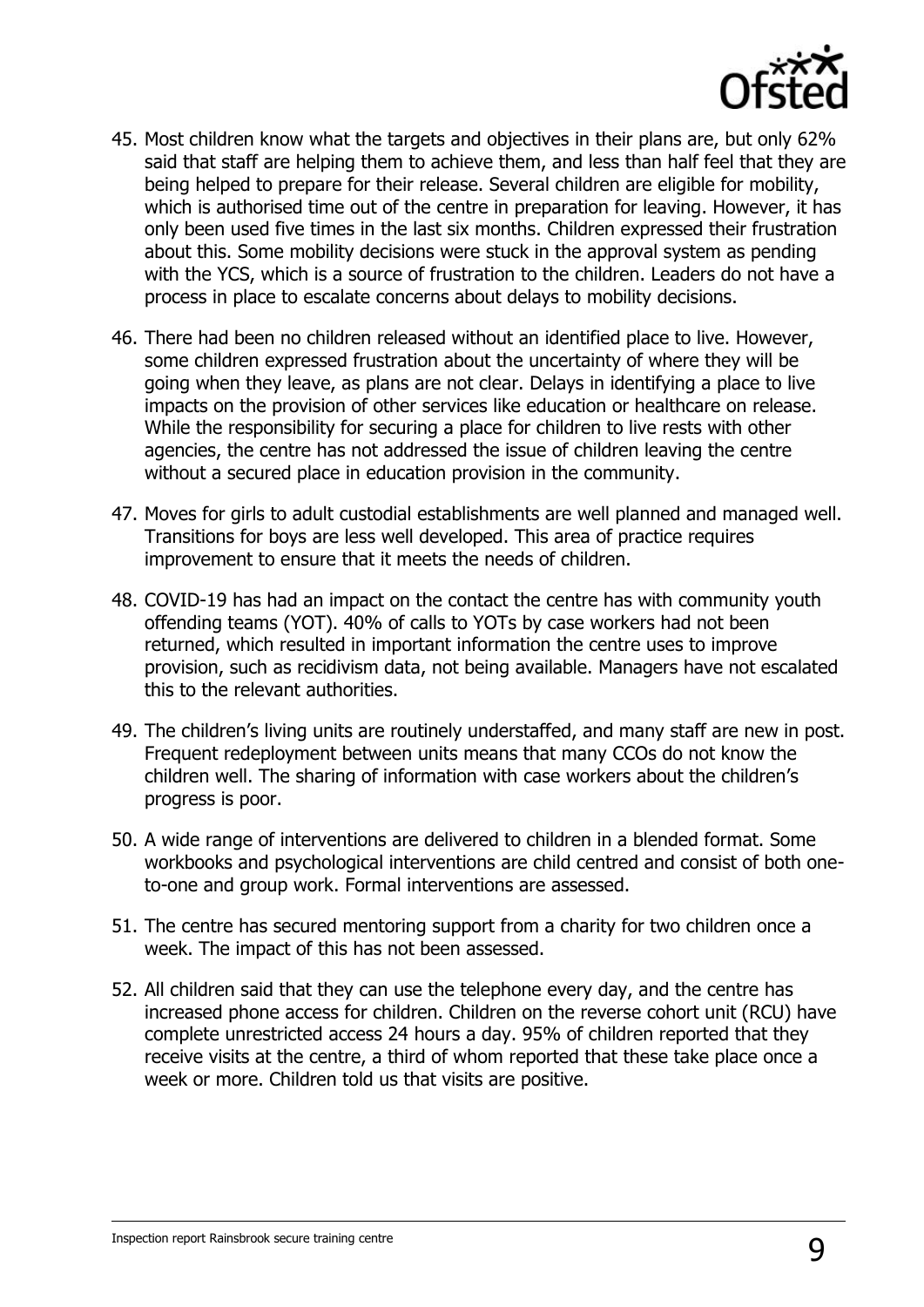45. Most children know what the targets and objectives in their plans are, but only 62% said that staff are helping them to achieve them, and less than half feel that they are being helped to prepare for their release. Several children are eligible for mobility, which is authorised time out of the centre in preparation for leaving. However, it has only been used five times in the last six months. Children expressed their frustration about this. Some mobility decisions were stuck in the approval system as pending with the YCS, which is a source of frustration to the children. Leaders do not have a process in place to escalate concerns about delays to mobility decisions.

46. There had been no children released without an identified place to live. However, some children expressed frustration about the uncertainty of where they will be going when they leave, as plans are not clear. Delays in identifying a place to live impacts on the provision of other services like education or healthcare on release. While the responsibility for securing a place for children to live rests with other agencies, the centre has not addressed the issue of children leaving the centre without a secured place in education provision in the community.

47. Moves for girls to adult custodial establishments are well planned and managed well. Transitions for boys are less well developed. This area of practice requires improvement to ensure that it meets the needs of children.

48. COVID-19 has had an impact on the contact the centre has with community youth offending teams (YOT). 40% of calls to YOTs by case workers had not been returned, which resulted in important information the centre uses to improve provision, such as recidivism data, not being available. Managers have not escalated this to the relevant authorities.

49. The children's living units are routinely understaffed, and many staff are new in post. Frequent redeployment between units means that many CCOs do not know the children well. The sharing of information with case workers about the children's progress is poor.

50. A wide range of interventions are delivered to children in a blended format. Some workbooks and psychological interventions are child centred and consist of both one-to-one and group work. Formal interventions are assessed.

51. The centre has secured mentoring support from a charity for two children once a week. The impact of this has not been assessed.

52. All children said that they can use the telephone every day, and the centre has increased phone access for children. Children on the reverse cohort unit (RCU) have complete unrestricted access 24 hours a day. 95% of children reported that they receive visits at the centre, a third of whom reported that these take place once a week or more. Children told us that visits are positive.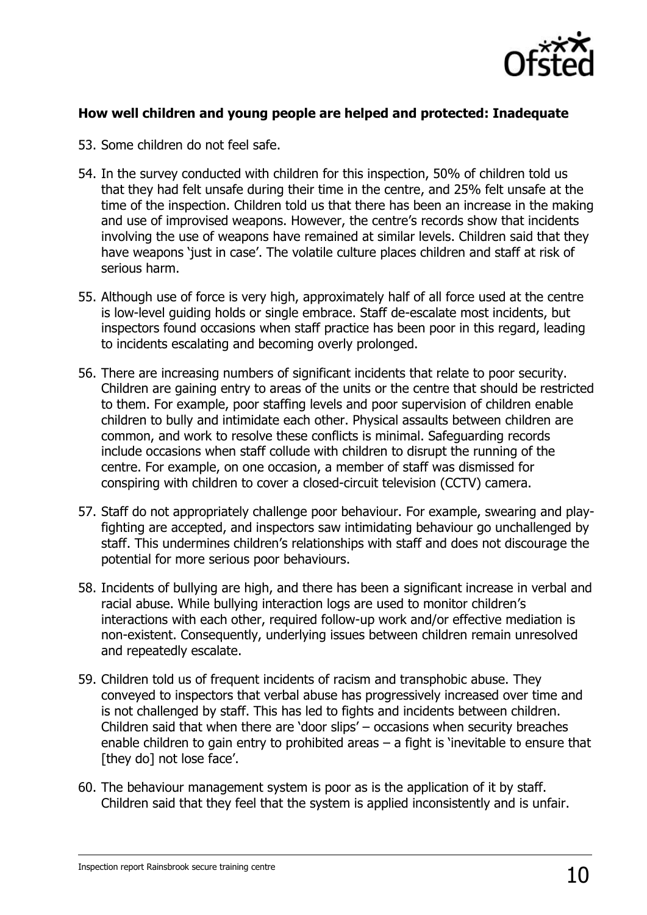**How well children and young people are helped and protected: Inadequate**

53. Some children do not feel safe.

54. In the survey conducted with children for this inspection, 50% of children told us that they had felt unsafe during their time in the centre, and 25% felt unsafe at the time of the inspection. Children told us that there has been an increase in the making and use of improvised weapons. However, the centre's records show that incidents involving the use of weapons have remained at similar levels. Children said that they have weapons 'just in case'. The volatile culture places children and staff at risk of serious harm.

55. Although use of force is very high, approximately half of all force used at the centre is low-level guiding holds or single embrace. Staff de-escalate most incidents, but inspectors found occasions when staff practice has been poor in this regard, leading to incidents escalating and becoming overly prolonged.

56. There are increasing numbers of significant incidents that relate to poor security. Children are gaining entry to areas of the units or the centre that should be restricted to them. For example, poor staffing levels and poor supervision of children enable children to bully and intimidate each other. Physical assaults between children are common, and work to resolve these conflicts is minimal. Safeguarding records include occasions when staff collude with children to disrupt the running of the centre. For example, on one occasion, a member of staff was dismissed for conspiring with children to cover a closed-circuit television (CCTV) camera.

57. Staff do not appropriately challenge poor behaviour. For example, swearing and play-fighting are accepted, and inspectors saw intimidating behaviour go unchallenged by staff. This undermines children's relationships with staff and does not discourage the potential for more serious poor behaviours.

58. Incidents of bullying are high, and there has been a significant increase in verbal and racial abuse. While bullying interaction logs are used to monitor children's interactions with each other, required follow-up work and/or effective mediation is non-existent. Consequently, underlying issues between children remain unresolved and repeatedly escalate.

59. Children told us of frequent incidents of racism and transphobic abuse. They conveyed to inspectors that verbal abuse has progressively increased over time and is not challenged by staff. This has led to fights and incidents between children. Children said that when there are 'door slips' – occasions when security breaches enable children to gain entry to prohibited areas – a fight is 'inevitable to ensure that [they do] not lose face'.

60. The behaviour management system is poor as is the application of it by staff. Children said that they feel that the system is applied inconsistently and is unfair.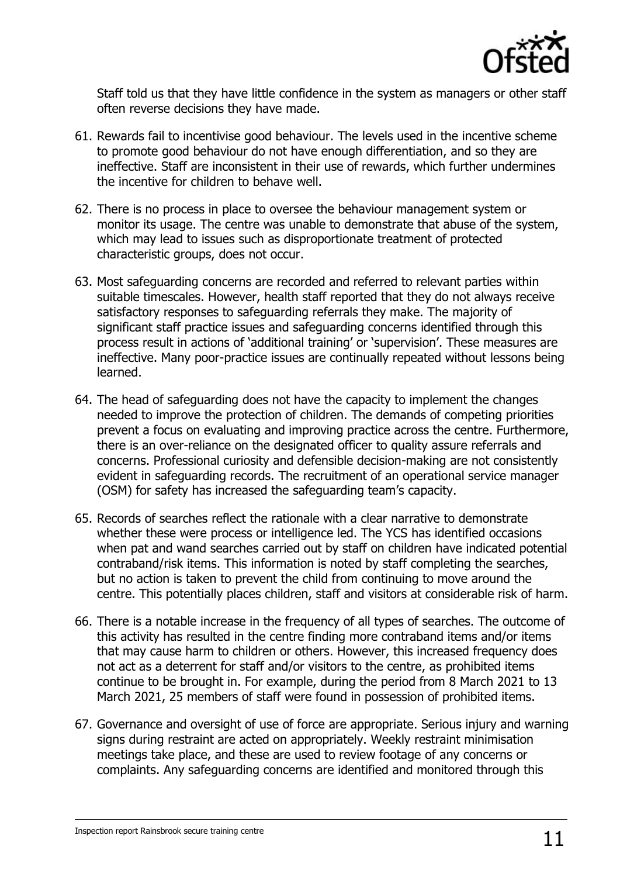Staff told us that they have little confidence in the system as managers or other staff often reverse decisions they have made.

61. Rewards fail to incentivise good behaviour. The levels used in the incentive scheme to promote good behaviour do not have enough differentiation, and so they are ineffective. Staff are inconsistent in their use of rewards, which further undermines the incentive for children to behave well.

62. There is no process in place to oversee the behaviour management system or monitor its usage. The centre was unable to demonstrate that abuse of the system, which may lead to issues such as disproportionate treatment of protected characteristic groups, does not occur.

63. Most safeguarding concerns are recorded and referred to relevant parties within suitable timescales. However, health staff reported that they do not always receive satisfactory responses to safeguarding referrals they make. The majority of significant staff practice issues and safeguarding concerns identified through this process result in actions of 'additional training' or 'supervision'. These measures are ineffective. Many poor-practice issues are continually repeated without lessons being learned.

64. The head of safeguarding does not have the capacity to implement the changes needed to improve the protection of children. The demands of competing priorities prevent a focus on evaluating and improving practice across the centre. Furthermore, there is an over-reliance on the designated officer to quality assure referrals and concerns. Professional curiosity and defensible decision-making are not consistently evident in safeguarding records. The recruitment of an operational service manager (OSM) for safety has increased the safeguarding team's capacity.

65. Records of searches reflect the rationale with a clear narrative to demonstrate whether these were process or intelligence led. The YCS has identified occasions when pat and wand searches carried out by staff on children have indicated potential contraband/risk items. This information is noted by staff completing the searches, but no action is taken to prevent the child from continuing to move around the centre. This potentially places children, staff and visitors at considerable risk of harm.

66. There is a notable increase in the frequency of all types of searches. The outcome of this activity has resulted in the centre finding more contraband items and/or items that may cause harm to children or others. However, this increased frequency does not act as a deterrent for staff and/or visitors to the centre, as prohibited items continue to be brought in. For example, during the period from 8 March 2021 to 13 March 2021, 25 members of staff were found in possession of prohibited items.

67. Governance and oversight of use of force are appropriate. Serious injury and warning signs during restraint are acted on appropriately. Weekly restraint minimisation meetings take place, and these are used to review footage of any concerns or complaints. Any safeguarding concerns are identified and monitored through this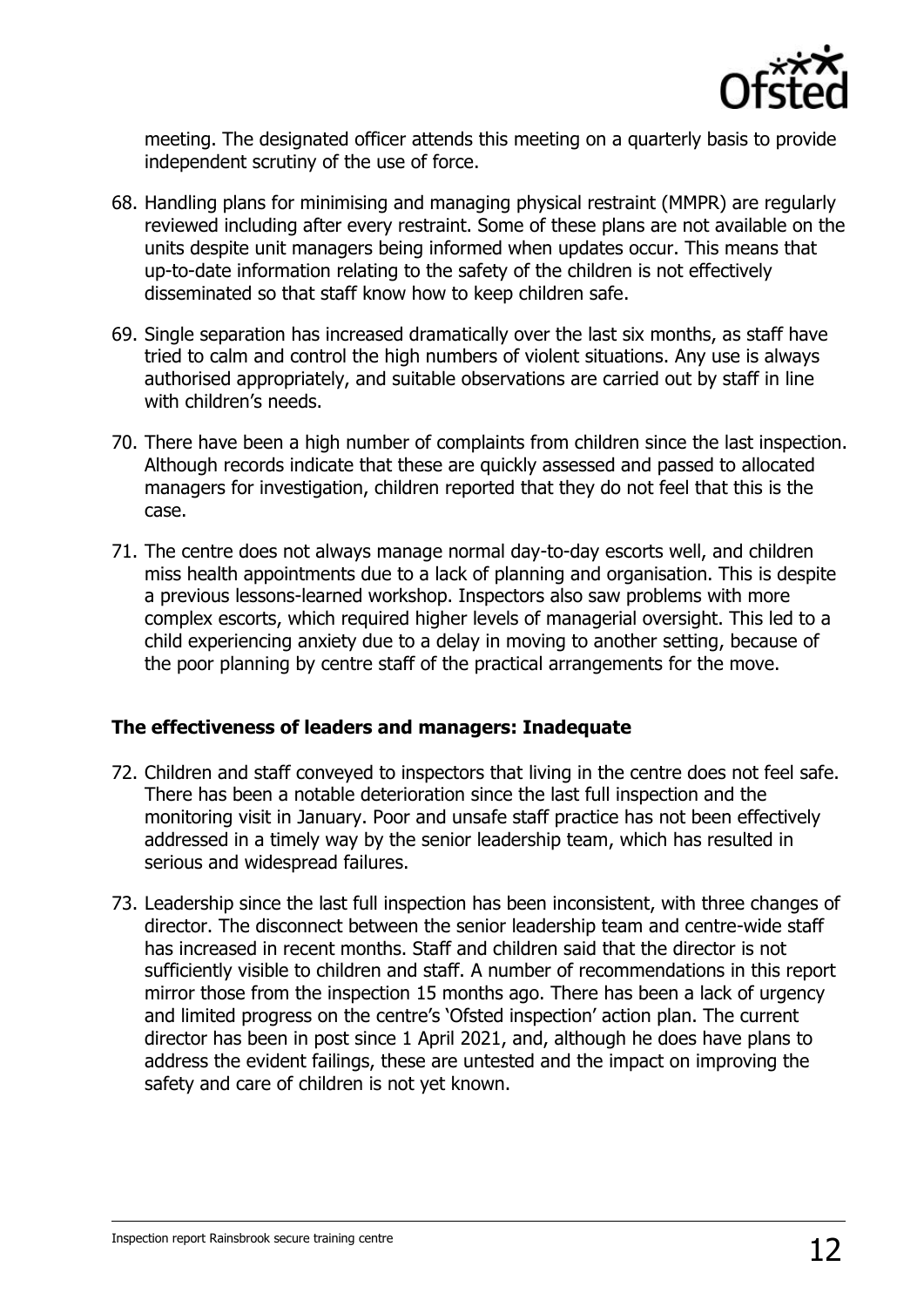meeting. The designated officer attends this meeting on a quarterly basis to provide independent scrutiny of the use of force.

68. Handling plans for minimising and managing physical restraint (MMPR) are regularly reviewed including after every restraint. Some of these plans are not available on the units despite unit managers being informed when updates occur. This means that up-to-date information relating to the safety of the children is not effectively disseminated so that staff know how to keep children safe.

69. Single separation has increased dramatically over the last six months, as staff have tried to calm and control the high numbers of violent situations. Any use is always authorised appropriately, and suitable observations are carried out by staff in line with children's needs.

70. There have been a high number of complaints from children since the last inspection. Although records indicate that these are quickly assessed and passed to allocated managers for investigation, children reported that they do not feel that this is the case.

71. The centre does not always manage normal day-to-day escorts well, and children miss health appointments due to a lack of planning and organisation. This is despite a previous lessons-learned workshop. Inspectors also saw problems with more complex escorts, which required higher levels of managerial oversight. This led to a child experiencing anxiety due to a delay in moving to another setting, because of the poor planning by centre staff of the practical arrangements for the move.

### The effectiveness of leaders and managers: Inadequate

72. Children and staff conveyed to inspectors that living in the centre does not feel safe. There has been a notable deterioration since the last full inspection and the monitoring visit in January. Poor and unsafe staff practice has not been effectively addressed in a timely way by the senior leadership team, which has resulted in serious and widespread failures.

73. Leadership since the last full inspection has been inconsistent, with three changes of director. The disconnect between the senior leadership team and centre-wide staff has increased in recent months. Staff and children said that the director is not sufficiently visible to children and staff. A number of recommendations in this report mirror those from the inspection 15 months ago. There has been a lack of urgency and limited progress on the centre's 'Ofsted inspection' action plan. The current director has been in post since 1 April 2021, and, although he does have plans to address the evident failings, these are untested and the impact on improving the safety and care of children is not yet known.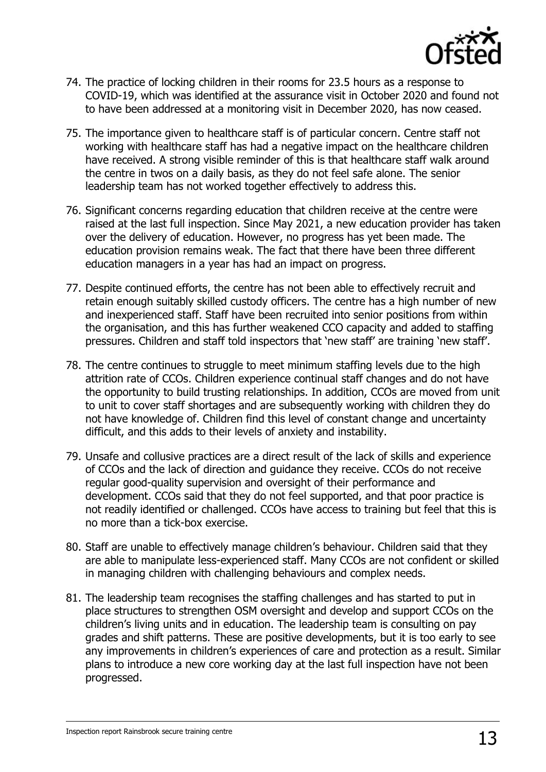74. The practice of locking children in their rooms for 23.5 hours as a response to COVID-19, which was identified at the assurance visit in October 2020 and found not to have been addressed at a monitoring visit in December 2020, has now ceased.

75. The importance given to healthcare staff is of particular concern. Centre staff not working with healthcare staff has had a negative impact on the healthcare children have received. A strong visible reminder of this is that healthcare staff walk around the centre in twos on a daily basis, as they do not feel safe alone. The senior leadership team has not worked together effectively to address this.

76. Significant concerns regarding education that children receive at the centre were raised at the last full inspection. Since May 2021, a new education provider has taken over the delivery of education. However, no progress has yet been made. The education provision remains weak. The fact that there have been three different education managers in a year has had an impact on progress.

77. Despite continued efforts, the centre has not been able to effectively recruit and retain enough suitably skilled custody officers. The centre has a high number of new and inexperienced staff. Staff have been recruited into senior positions from within the organisation, and this has further weakened CCO capacity and added to staffing pressures. Children and staff told inspectors that 'new staff' are training 'new staff'.

78. The centre continues to struggle to meet minimum staffing levels due to the high attrition rate of CCOs. Children experience continual staff changes and do not have the opportunity to build trusting relationships. In addition, CCOs are moved from unit to unit to cover staff shortages and are subsequently working with children they do not have knowledge of. Children find this level of constant change and uncertainty difficult, and this adds to their levels of anxiety and instability.

79. Unsafe and collusive practices are a direct result of the lack of skills and experience of CCOs and the lack of direction and guidance they receive. CCOs do not receive regular good-quality supervision and oversight of their performance and development. CCOs said that they do not feel supported, and that poor practice is not readily identified or challenged. CCOs have access to training but feel that this is no more than a tick-box exercise.

80. Staff are unable to effectively manage children's behaviour. Children said that they are able to manipulate less-experienced staff. Many CCOs are not confident or skilled in managing children with challenging behaviours and complex needs.

81. The leadership team recognises the staffing challenges and has started to put in place structures to strengthen OSM oversight and develop and support CCOs on the children's living units and in education. The leadership team is consulting on pay grades and shift patterns. These are positive developments, but it is too early to see any improvements in children's experiences of care and protection as a result. Similar plans to introduce a new core working day at the last full inspection have not been progressed.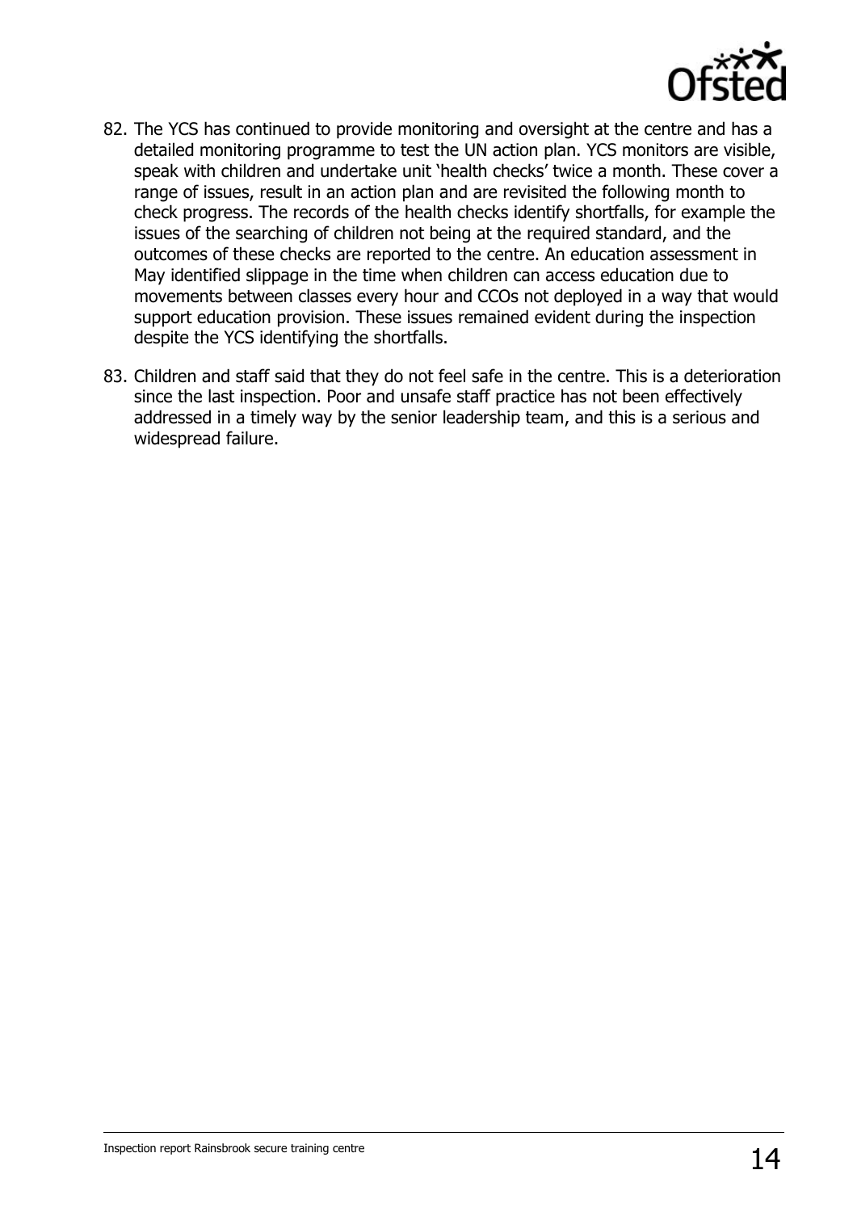82. The YCS has continued to provide monitoring and oversight at the centre and has a detailed monitoring programme to test the UN action plan. YCS monitors are visible, speak with children and undertake unit 'health checks' twice a month. These cover a range of issues, result in an action plan and are revisited the following month to check progress. The records of the health checks identify shortfalls, for example the issues of the searching of children not being at the required standard, and the outcomes of these checks are reported to the centre. An education assessment in May identified slippage in the time when children can access education due to movements between classes every hour and CCOs not deployed in a way that would support education provision. These issues remained evident during the inspection despite the YCS identifying the shortfalls.

83. Children and staff said that they do not feel safe in the centre. This is a deterioration since the last inspection. Poor and unsafe staff practice has not been effectively addressed in a timely way by the senior leadership team, and this is a serious and widespread failure.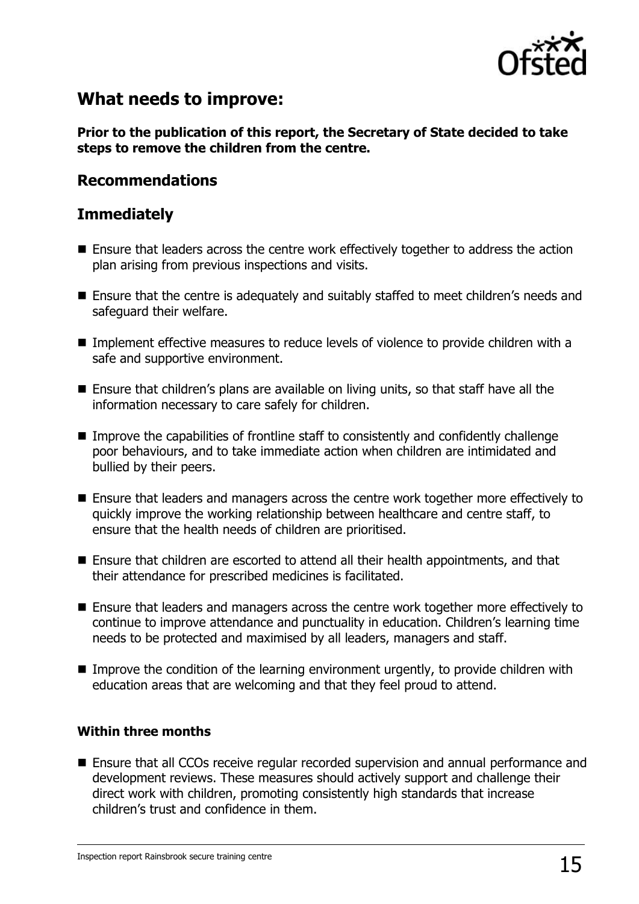## What needs to improve:

**Prior to the publication of this report, the Secretary of State decided to take steps to remove the children from the centre.**

### Recommendations

### Immediately

- Ensure that leaders across the centre work effectively together to address the action plan arising from previous inspections and visits.
- Ensure that the centre is adequately and suitably staffed to meet children's needs and safeguard their welfare.
- Implement effective measures to reduce levels of violence to provide children with a safe and supportive environment.
- Ensure that children's plans are available on living units, so that staff have all the information necessary to care safely for children.
- Improve the capabilities of frontline staff to consistently and confidently challenge poor behaviours, and to take immediate action when children are intimidated and bullied by their peers.
- Ensure that leaders and managers across the centre work together more effectively to quickly improve the working relationship between healthcare and centre staff, to ensure that the health needs of children are prioritised.
- Ensure that children are escorted to attend all their health appointments, and that their attendance for prescribed medicines is facilitated.
- Ensure that leaders and managers across the centre work together more effectively to continue to improve attendance and punctuality in education. Children's learning time needs to be protected and maximised by all leaders, managers and staff.
- Improve the condition of the learning environment urgently, to provide children with education areas that are welcoming and that they feel proud to attend.

#### Within three months

- Ensure that all CCOs receive regular recorded supervision and annual performance and development reviews. These measures should actively support and challenge their direct work with children, promoting consistently high standards that increase children's trust and confidence in them.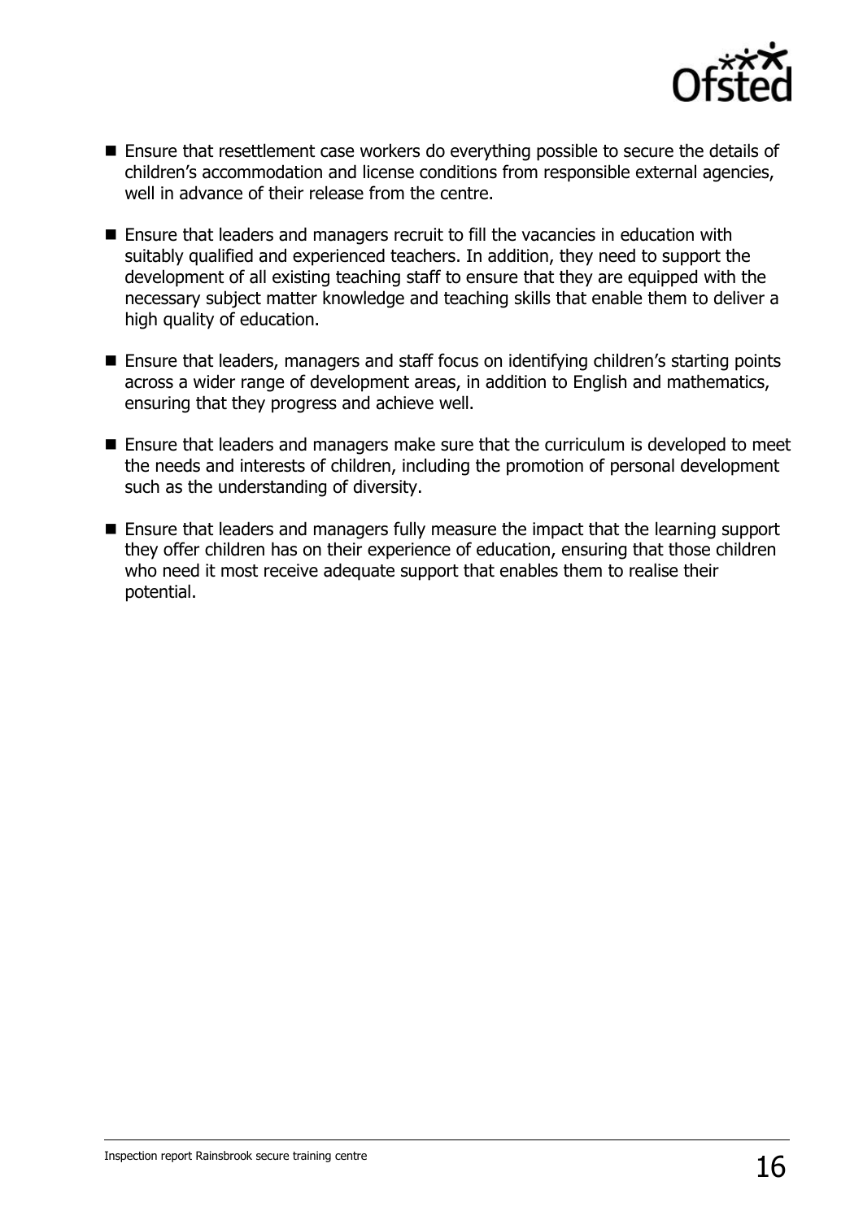- Ensure that resettlement case workers do everything possible to secure the details of children's accommodation and license conditions from responsible external agencies, well in advance of their release from the centre.
- Ensure that leaders and managers recruit to fill the vacancies in education with suitably qualified and experienced teachers. In addition, they need to support the development of all existing teaching staff to ensure that they are equipped with the necessary subject matter knowledge and teaching skills that enable them to deliver a high quality of education.
- Ensure that leaders, managers and staff focus on identifying children's starting points across a wider range of development areas, in addition to English and mathematics, ensuring that they progress and achieve well.
- Ensure that leaders and managers make sure that the curriculum is developed to meet the needs and interests of children, including the promotion of personal development such as the understanding of diversity.
- Ensure that leaders and managers fully measure the impact that the learning support they offer children has on their experience of education, ensuring that those children who need it most receive adequate support that enables them to realise their potential.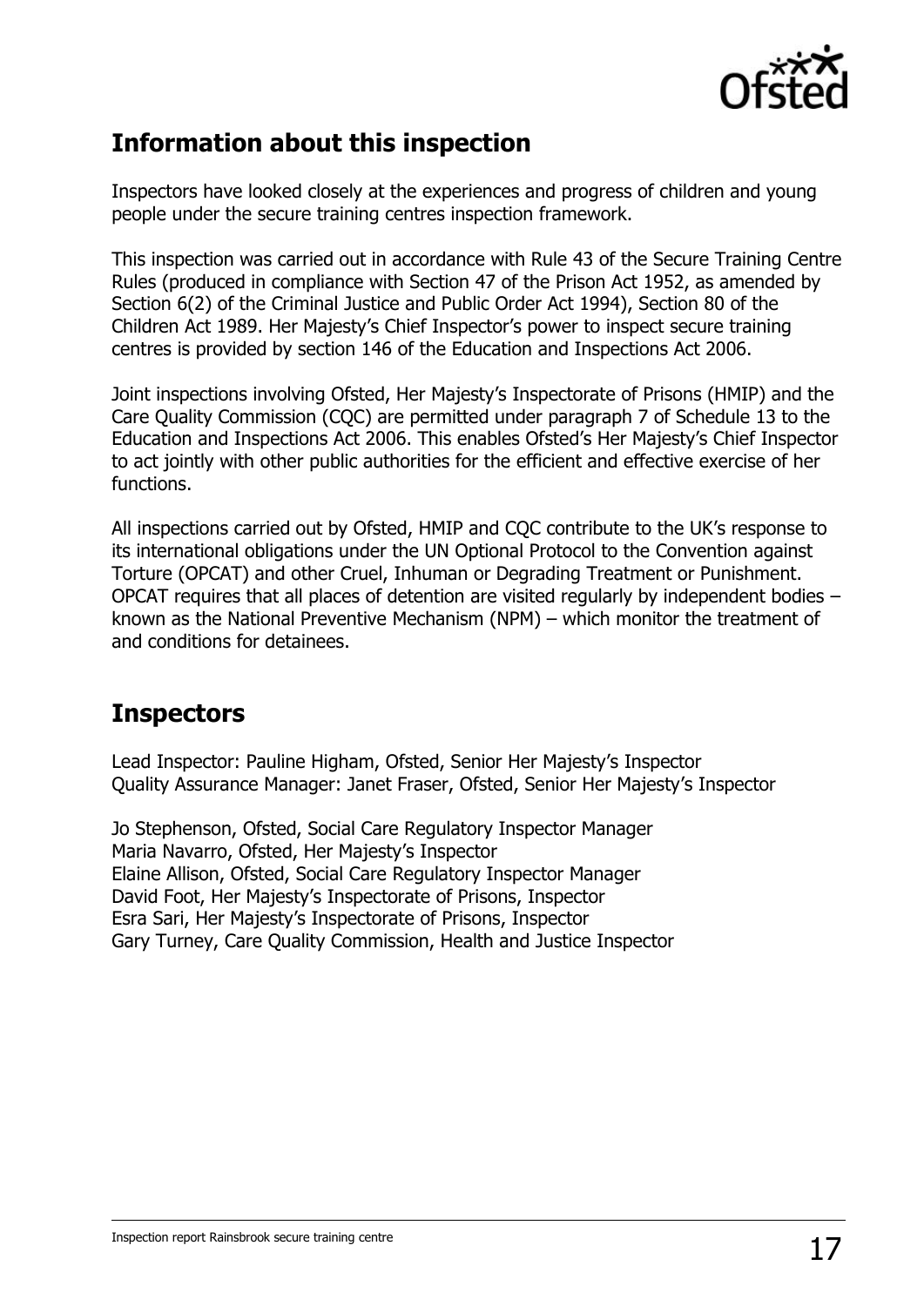## Information about this inspection

Inspectors have looked closely at the experiences and progress of children and young people under the secure training centres inspection framework.

This inspection was carried out in accordance with Rule 43 of the Secure Training Centre Rules (produced in compliance with Section 47 of the Prison Act 1952, as amended by Section 6(2) of the Criminal Justice and Public Order Act 1994), Section 80 of the Children Act 1989. Her Majesty's Chief Inspector's power to inspect secure training centres is provided by section 146 of the Education and Inspections Act 2006.

Joint inspections involving Ofsted, Her Majesty's Inspectorate of Prisons (HMIP) and the Care Quality Commission (CQC) are permitted under paragraph 7 of Schedule 13 to the Education and Inspections Act 2006. This enables Ofsted's Her Majesty's Chief Inspector to act jointly with other public authorities for the efficient and effective exercise of her functions.

All inspections carried out by Ofsted, HMIP and CQC contribute to the UK's response to its international obligations under the UN Optional Protocol to the Convention against Torture (OPCAT) and other Cruel, Inhuman or Degrading Treatment or Punishment. OPCAT requires that all places of detention are visited regularly by independent bodies – known as the National Preventive Mechanism (NPM) – which monitor the treatment of and conditions for detainees.

## Inspectors

Lead Inspector: Pauline Higham, Ofsted, Senior Her Majesty's Inspector
Quality Assurance Manager: Janet Fraser, Ofsted, Senior Her Majesty's Inspector

Jo Stephenson, Ofsted, Social Care Regulatory Inspector Manager
Maria Navarro, Ofsted, Her Majesty's Inspector
Elaine Allison, Ofsted, Social Care Regulatory Inspector Manager
David Foot, Her Majesty's Inspectorate of Prisons, Inspector
Esra Sari, Her Majesty's Inspectorate of Prisons, Inspector
Gary Turney, Care Quality Commission, Health and Justice Inspector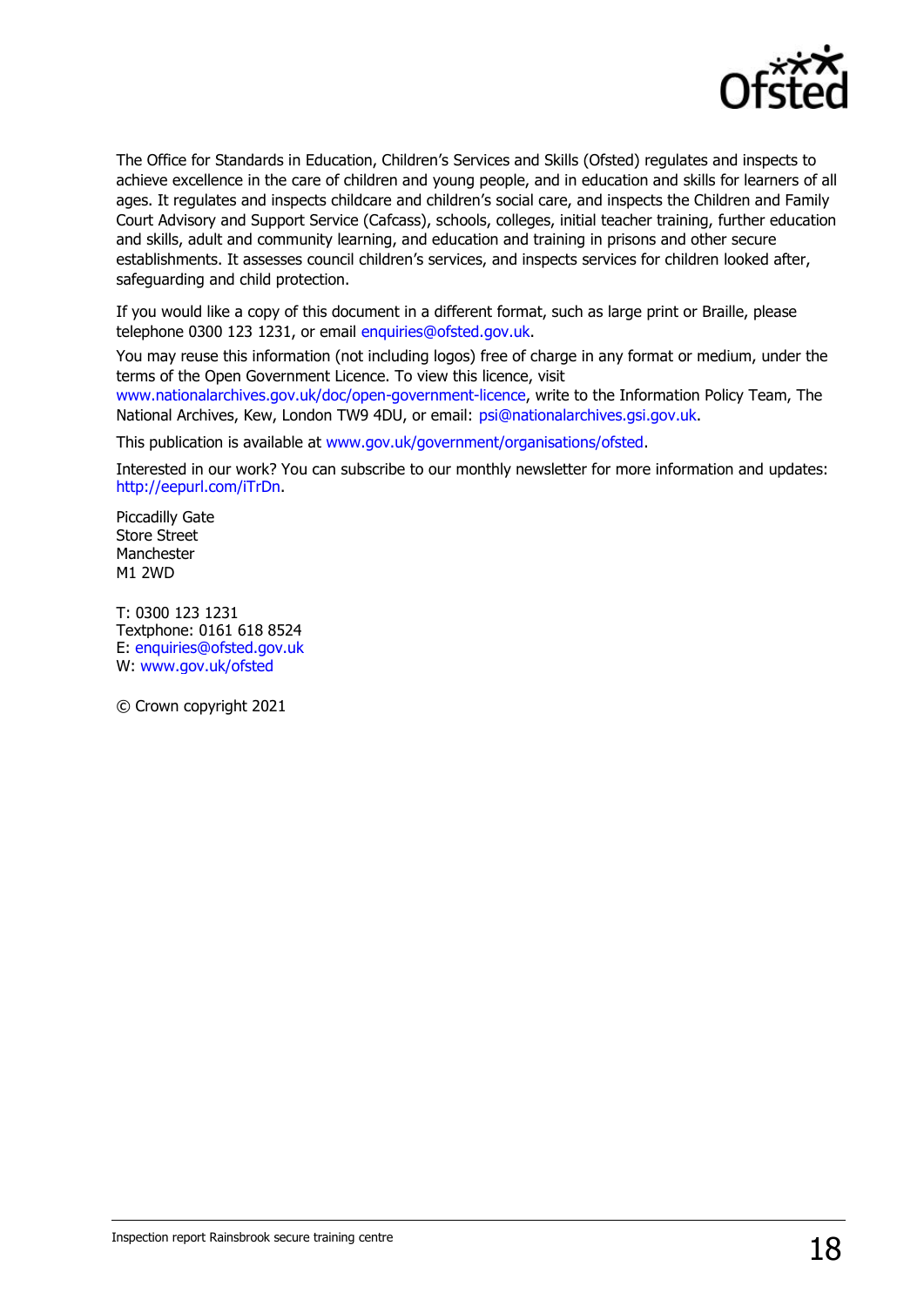The Office for Standards in Education, Children's Services and Skills (Ofsted) regulates and inspects to achieve excellence in the care of children and young people, and in education and skills for learners of all ages. It regulates and inspects childcare and children's social care, and inspects the Children and Family Court Advisory and Support Service (Cafcass), schools, colleges, initial teacher training, further education and skills, adult and community learning, and education and training in prisons and other secure establishments. It assesses council children's services, and inspects services for children looked after, safeguarding and child protection.

If you would like a copy of this document in a different format, such as large print or Braille, please telephone 0300 123 1231, or email enquiries@ofsted.gov.uk.

You may reuse this information (not including logos) free of charge in any format or medium, under the terms of the Open Government Licence. To view this licence, visit www.nationalarchives.gov.uk/doc/open-government-licence, write to the Information Policy Team, The National Archives, Kew, London TW9 4DU, or email: psi@nationalarchives.gsi.gov.uk.

This publication is available at www.gov.uk/government/organisations/ofsted.

Interested in our work? You can subscribe to our monthly newsletter for more information and updates: http://eepurl.com/iTrDn.

Piccadilly Gate
Store Street
Manchester
M1 2WD

T: 0300 123 1231
Textphone: 0161 618 8524
E: enquiries@ofsted.gov.uk
W: www.gov.uk/ofsted

© Crown copyright 2021